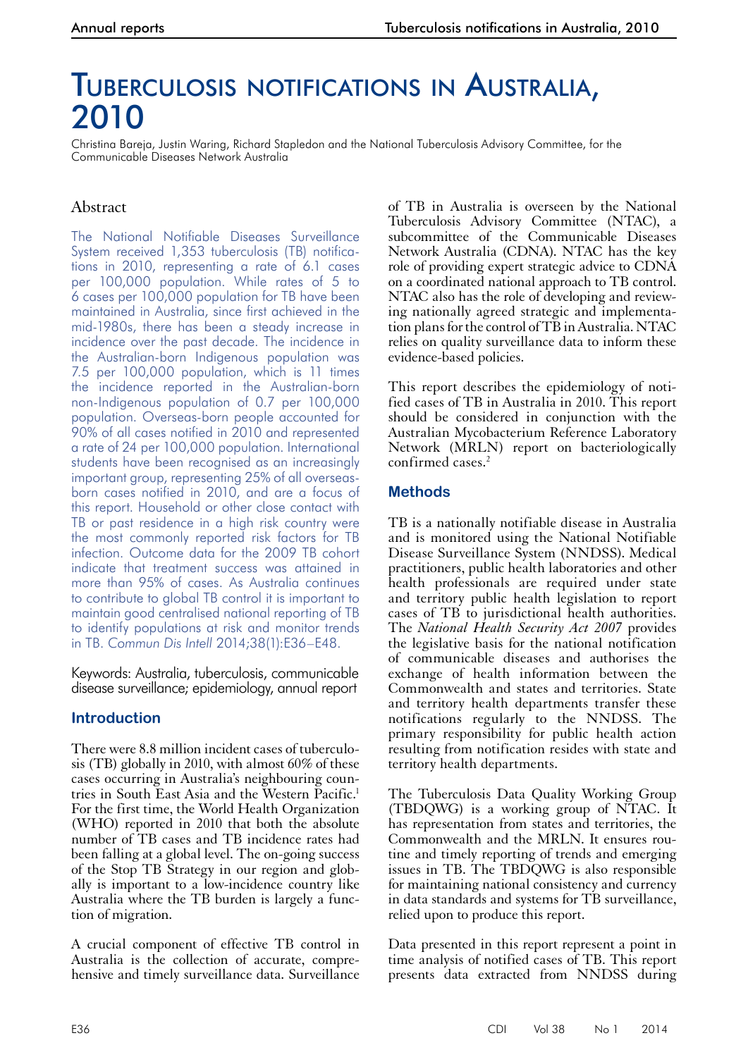# Tuberculosis notifications in Australia, 2010

Christina Bareja, Justin Waring, Richard Stapledon and the National Tuberculosis Advisory Committee, for the Communicable Diseases Network Australia

## Abstract

The National Notifiable Diseases Surveillance System received 1,353 tuberculosis (TB) notifications in 2010, representing a rate of 6.1 cases per 100,000 population. While rates of 5 to 6 cases per 100,000 population for TB have been maintained in Australia, since first achieved in the mid-1980s, there has been a steady increase in incidence over the past decade. The incidence in the Australian-born Indigenous population was 7.5 per 100,000 population, which is 11 times the incidence reported in the Australian-born non-Indigenous population of 0.7 per 100,000 population. Overseas-born people accounted for 90% of all cases notified in 2010 and represented a rate of 24 per 100,000 population. International students have been recognised as an increasingly important group, representing 25% of all overseas-born cases notified in 2010, and are a focus of this report. Household or other close contact with TB or past residence in a high risk country were the most commonly reported risk factors for TB infection. Outcome data for the 2009 TB cohort indicate that treatment success was attained in more than 95% of cases. As Australia continues to contribute to global TB control it is important to maintain good centralised national reporting of TB to identify populations at risk and monitor trends in TB. *Commun Dis Intell* 2014;38(1):E36–E48.

Keywords: Australia, tuberculosis, communicable disease surveillance; epidemiology, annual report

## Introduction

There were 8.8 million incident cases of tuberculosis (TB) globally in 2010, with almost 60% of these cases occurring in Australia's neighbouring countries in South East Asia and the Western Pacific.[1] For the first time, the World Health Organization (WHO) reported in 2010 that both the absolute number of TB cases and TB incidence rates had been falling at a global level. The on-going success of the Stop TB Strategy in our region and globally is important to a low-incidence country like Australia where the TB burden is largely a function of migration.

A crucial component of effective TB control in Australia is the collection of accurate, comprehensive and timely surveillance data. Surveillance of TB in Australia is overseen by the National Tuberculosis Advisory Committee (NTAC), a subcommittee of the Communicable Diseases Network Australia (CDNA). NTAC has the key role of providing expert strategic advice to CDNA on a coordinated national approach to TB control. NTAC also has the role of developing and reviewing nationally agreed strategic and implementation plans for the control of TB in Australia. NTAC relies on quality surveillance data to inform these evidence-based policies.

This report describes the epidemiology of notified cases of TB in Australia in 2010. This report should be considered in conjunction with the Australian Mycobacterium Reference Laboratory Network (MRLN) report on bacteriologically confirmed cases.[2]

## Methods

TB is a nationally notifiable disease in Australia and is monitored using the National Notifiable Disease Surveillance System (NNDSS). Medical practitioners, public health laboratories and other health professionals are required under state and territory public health legislation to report cases of TB to jurisdictional health authorities. The *National Health Security Act 2007* provides the legislative basis for the national notification of communicable diseases and authorises the exchange of health information between the Commonwealth and states and territories. State and territory health departments transfer these notifications regularly to the NNDSS. The primary responsibility for public health action resulting from notification resides with state and territory health departments.

The Tuberculosis Data Quality Working Group (TBDQWG) is a working group of NTAC. It has representation from states and territories, the Commonwealth and the MRLN. It ensures routine and timely reporting of trends and emerging issues in TB. The TBDQWG is also responsible for maintaining national consistency and currency in data standards and systems for TB surveillance, relied upon to produce this report.

Data presented in this report represent a point in time analysis of notified cases of TB. This report presents data extracted from NNDSS during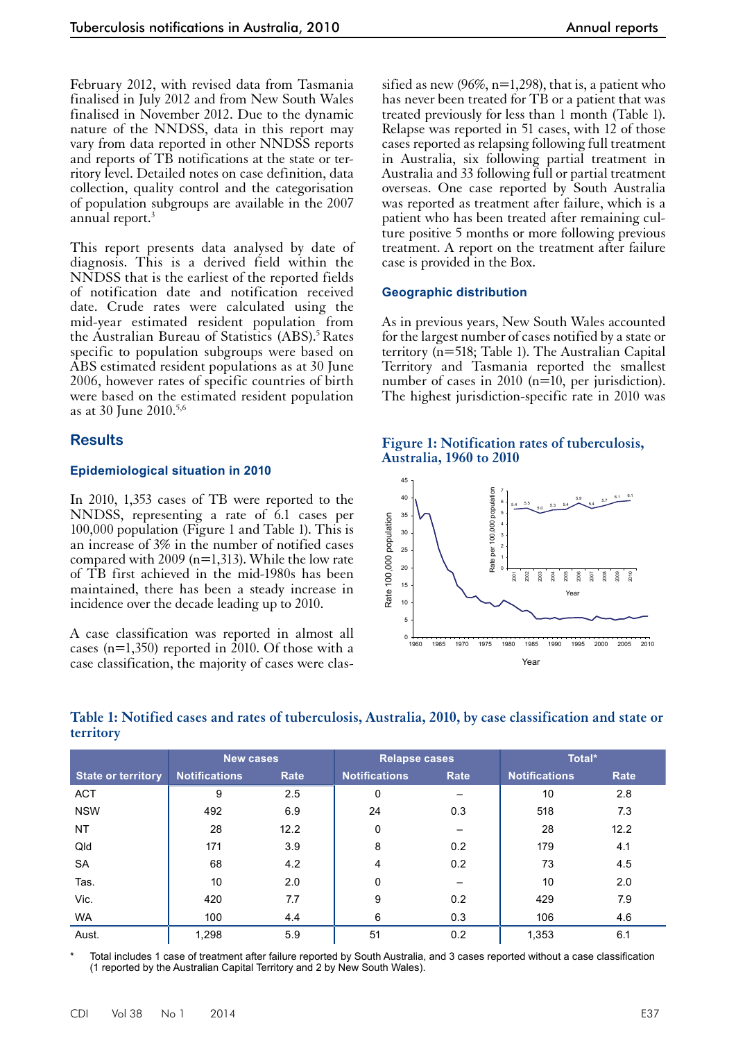February 2012, with revised data from Tasmania finalised in July 2012 and from New South Wales finalised in November 2012. Due to the dynamic nature of the NNDSS, data in this report may vary from data reported in other NNDSS reports and reports of TB notifications at the state or territory level. Detailed notes on case definition, data collection, quality control and the categorisation of population subgroups are available in the 2007 annual report.[3]

This report presents data analysed by date of diagnosis. This is a derived field within the NNDSS that is the earliest of the reported fields of notification date and notification received date. Crude rates were calculated using the mid-year estimated resident population from the Australian Bureau of Statistics (ABS).[5] Rates specific to population subgroups were based on ABS estimated resident populations as at 30 June 2006, however rates of specific countries of birth were based on the estimated resident population as at 30 June 2010.[5,6]

## Results

### Epidemiological situation in 2010

In 2010, 1,353 cases of TB were reported to the NNDSS, representing a rate of 6.1 cases per 100,000 population (Figure 1 and Table 1). This is an increase of 3% in the number of notified cases compared with 2009 (n=1,313). While the low rate of TB first achieved in the mid-1980s has been maintained, there has been a steady increase in incidence over the decade leading up to 2010.

A case classification was reported in almost all cases (n=1,350) reported in 2010. Of those with a case classification, the majority of cases were classified as new (96%, n=1,298), that is, a patient who has never been treated for TB or a patient that was treated previously for less than 1 month (Table 1). Relapse was reported in 51 cases, with 12 of those cases reported as relapsing following full treatment in Australia, six following partial treatment in Australia and 33 following full or partial treatment overseas. One case reported by South Australia was reported as treatment after failure, which is a patient who has been treated after remaining culture positive 5 months or more following previous treatment. A report on the treatment after failure case is provided in the Box.

### Geographic distribution

As in previous years, New South Wales accounted for the largest number of cases notified by a state or territory (n=518; Table 1). The Australian Capital Territory and Tasmania reported the smallest number of cases in 2010 (n=10, per jurisdiction). The highest jurisdiction-specific rate in 2010 was

**Figure 1: Notification rates of tuberculosis, Australia, 1960 to 2010**

**Table 1: Notified cases and rates of tuberculosis, Australia, 2010, by case classification and state or territory**

| | New cases | | Relapse cases | | Total* | |
|---|---|---|---|---|---|---|
| State or territory | Notifications | Rate | Notifications | Rate | Notifications | Rate |
| ACT | 9 | 2.5 | 0 | – | 10 | 2.8 |
| NSW | 492 | 6.9 | 24 | 0.3 | 518 | 7.3 |
| NT | 28 | 12.2 | 0 | – | 28 | 12.2 |
| Qld | 171 | 3.9 | 8 | 0.2 | 179 | 4.1 |
| SA | 68 | 4.2 | 4 | 0.2 | 73 | 4.5 |
| Tas. | 10 | 2.0 | 0 | – | 10 | 2.0 |
| Vic. | 420 | 7.7 | 9 | 0.2 | 429 | 7.9 |
| WA | 100 | 4.4 | 6 | 0.3 | 106 | 4.6 |
| Aust. | 1,298 | 5.9 | 51 | 0.2 | 1,353 | 6.1 |

\* Total includes 1 case of treatment after failure reported by South Australia, and 3 cases reported without a case classification (1 reported by the Australian Capital Territory and 2 by New South Wales).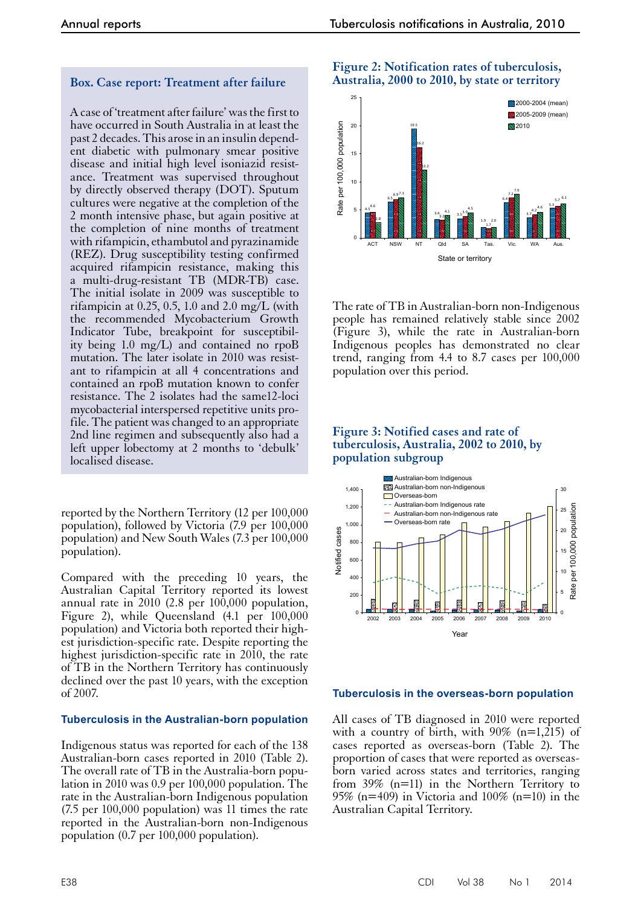**Box. Case report: Treatment after failure**

A case of 'treatment after failure' was the first to have occurred in South Australia in at least the past 2 decades. This arose in an insulin dependent diabetic with pulmonary smear positive disease and initial high level isoniazid resistance. Treatment was supervised throughout by directly observed therapy (DOT). Sputum cultures were negative at the completion of the 2 month intensive phase, but again positive at the completion of nine months of treatment with rifampicin, ethambutol and pyrazinamide (REZ). Drug susceptibility testing confirmed acquired rifampicin resistance, making this a multi-drug-resistant TB (MDR-TB) case. The initial isolate in 2009 was susceptible to rifampicin at 0.25, 0.5, 1.0 and 2.0 mg/L (with the recommended Mycobacterium Growth Indicator Tube, breakpoint for susceptibility being 1.0 mg/L) and contained no rpoB mutation. The later isolate in 2010 was resistant to rifampicin at all 4 concentrations and contained an rpoB mutation known to confer resistance. The 2 isolates had the same12-loci mycobacterial interspersed repetitive units profile. The patient was changed to an appropriate 2nd line regimen and subsequently also had a left upper lobectomy at 2 months to 'debulk' localised disease.

reported by the Northern Territory (12 per 100,000 population), followed by Victoria (7.9 per 100,000 population) and New South Wales (7.3 per 100,000 population).

Compared with the preceding 10 years, the Australian Capital Territory reported its lowest annual rate in 2010 (2.8 per 100,000 population, Figure 2), while Queensland (4.1 per 100,000 population) and Victoria both reported their highest jurisdiction-specific rate. Despite reporting the highest jurisdiction-specific rate in 2010, the rate of TB in the Northern Territory has continuously declined over the past 10 years, with the exception of 2007.

### Tuberculosis in the Australian-born population

Indigenous status was reported for each of the 138 Australian-born cases reported in 2010 (Table 2). The overall rate of TB in the Australia-born population in 2010 was 0.9 per 100,000 population. The rate in the Australian-born Indigenous population (7.5 per 100,000 population) was 11 times the rate reported in the Australian-born non-Indigenous population (0.7 per 100,000 population).

**Figure 2: Notification rates of tuberculosis, Australia, 2000 to 2010, by state or territory**

| State or territory | 2000–2004 (mean) | 2005–2009 (mean) | 2010 |
|---|---|---|---|
| ACT | 4.5 | 4.6 | 2.8 |
| NSW | 6.5 | 6.9 | 7.3 |
| NT | 19.5 | 16.2 | 12.2 |
| Qld | 3.4 | 3.2 | 4.1 |
| SA | 3.5 | 3.9 | 4.5 |
| Tas. | 1.9 | 1.7 | 2.0 |
| Vic. | 6.4 | 7.2 | 7.9 |
| WA | 3.7 | 4.2 | 4.6 |
| Aus. | 5.3 | 5.7 | 6.1 |

The rate of TB in Australian-born non-Indigenous people has remained relatively stable since 2002 (Figure 3), while the rate in Australian-born Indigenous peoples has demonstrated no clear trend, ranging from 4.4 to 8.7 cases per 100,000 population over this period.

**Figure 3: Notified cases and rate of tuberculosis, Australia, 2002 to 2010, by population subgroup**

### Tuberculosis in the overseas-born population

All cases of TB diagnosed in 2010 were reported with a country of birth, with 90% (n=1,215) of cases reported as overseas-born (Table 2). The proportion of cases that were reported as overseas-born varied across states and territories, ranging from 39% (n=11) in the Northern Territory to 95% (n=409) in Victoria and 100% (n=10) in the Australian Capital Territory.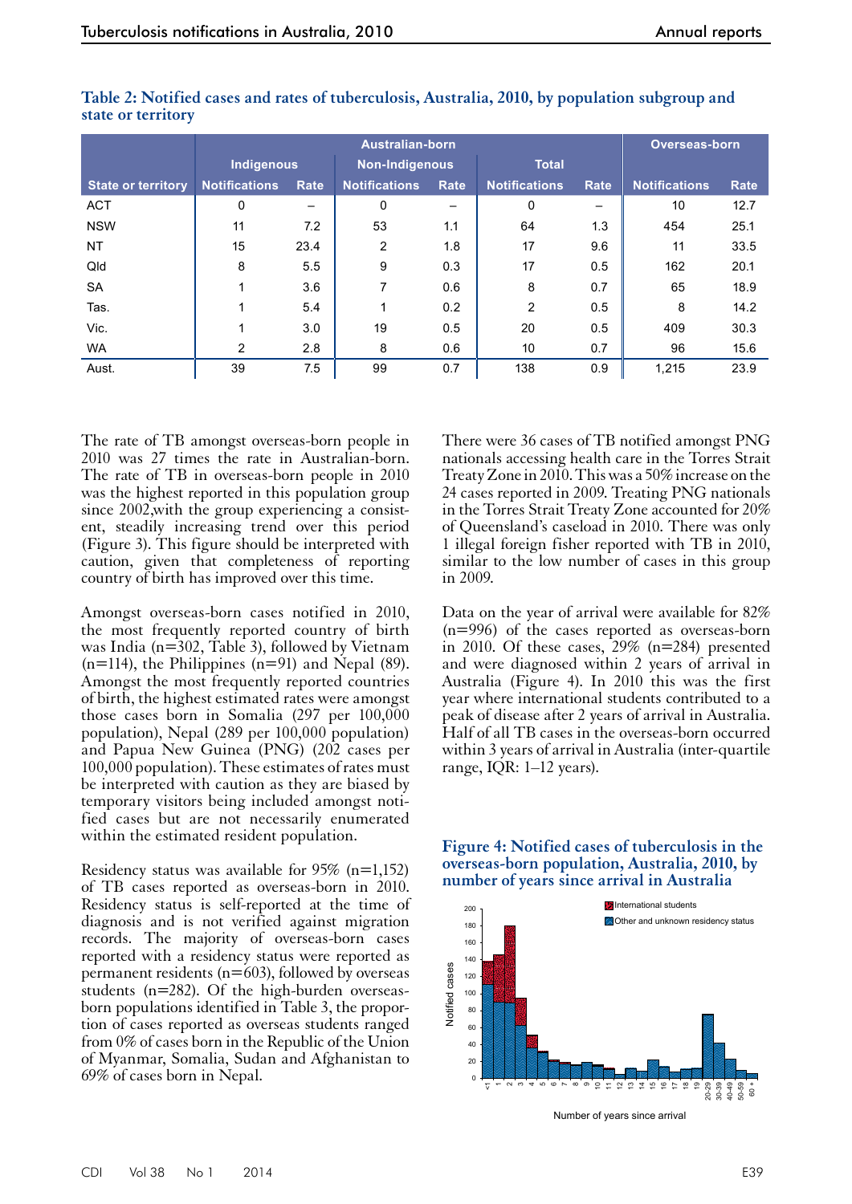**Table 2: Notified cases and rates of tuberculosis, Australia, 2010, by population subgroup and state or territory**

| State or territory | Australian-born | | | | | | Overseas-born | |
|---|---|---|---|---|---|---|---|---|
| | Indigenous | | Non-Indigenous | | Total | | | |
| | Notifications | Rate | Notifications | Rate | Notifications | Rate | Notifications | Rate |
| ACT | 0 | – | 0 | – | 0 | – | 10 | 12.7 |
| NSW | 11 | 7.2 | 53 | 1.1 | 64 | 1.3 | 454 | 25.1 |
| NT | 15 | 23.4 | 2 | 1.8 | 17 | 9.6 | 11 | 33.5 |
| Qld | 8 | 5.5 | 9 | 0.3 | 17 | 0.5 | 162 | 20.1 |
| SA | 1 | 3.6 | 7 | 0.6 | 8 | 0.7 | 65 | 18.9 |
| Tas. | 1 | 5.4 | 1 | 0.2 | 2 | 0.5 | 8 | 14.2 |
| Vic. | 1 | 3.0 | 19 | 0.5 | 20 | 0.5 | 409 | 30.3 |
| WA | 2 | 2.8 | 8 | 0.6 | 10 | 0.7 | 96 | 15.6 |
| Aust. | 39 | 7.5 | 99 | 0.7 | 138 | 0.9 | 1,215 | 23.9 |

The rate of TB amongst overseas-born people in 2010 was 27 times the rate in Australian-born. The rate of TB in overseas-born people in 2010 was the highest reported in this population group since 2002,with the group experiencing a consistent, steadily increasing trend over this period (Figure 3). This figure should be interpreted with caution, given that completeness of reporting country of birth has improved over this time.

Amongst overseas-born cases notified in 2010, the most frequently reported country of birth was India (n=302, Table 3), followed by Vietnam (n=114), the Philippines (n=91) and Nepal (89). Amongst the most frequently reported countries of birth, the highest estimated rates were amongst those cases born in Somalia (297 per 100,000 population), Nepal (289 per 100,000 population) and Papua New Guinea (PNG) (202 cases per 100,000 population). These estimates of rates must be interpreted with caution as they are biased by temporary visitors being included amongst notified cases but are not necessarily enumerated within the estimated resident population.

Residency status was available for 95% (n=1,152) of TB cases reported as overseas-born in 2010. Residency status is self-reported at the time of diagnosis and is not verified against migration records. The majority of overseas-born cases reported with a residency status were reported as permanent residents (n=603), followed by overseas students (n=282). Of the high-burden overseas-born populations identified in Table 3, the proportion of cases reported as overseas students ranged from 0% of cases born in the Republic of the Union of Myanmar, Somalia, Sudan and Afghanistan to 69% of cases born in Nepal.

There were 36 cases of TB notified amongst PNG nationals accessing health care in the Torres Strait Treaty Zone in 2010. This was a 50% increase on the 24 cases reported in 2009. Treating PNG nationals in the Torres Strait Treaty Zone accounted for 20% of Queensland's caseload in 2010. There was only 1 illegal foreign fisher reported with TB in 2010, similar to the low number of cases in this group in 2009.

Data on the year of arrival were available for 82% (n=996) of the cases reported as overseas-born in 2010. Of these cases, 29% (n=284) presented and were diagnosed within 2 years of arrival in Australia (Figure 4). In 2010 this was the first year where international students contributed to a peak of disease after 2 years of arrival in Australia. Half of all TB cases in the overseas-born occurred within 3 years of arrival in Australia (inter-quartile range, IQR: 1–12 years).

**Figure 4: Notified cases of tuberculosis in the overseas-born population, Australia, 2010, by number of years since arrival in Australia**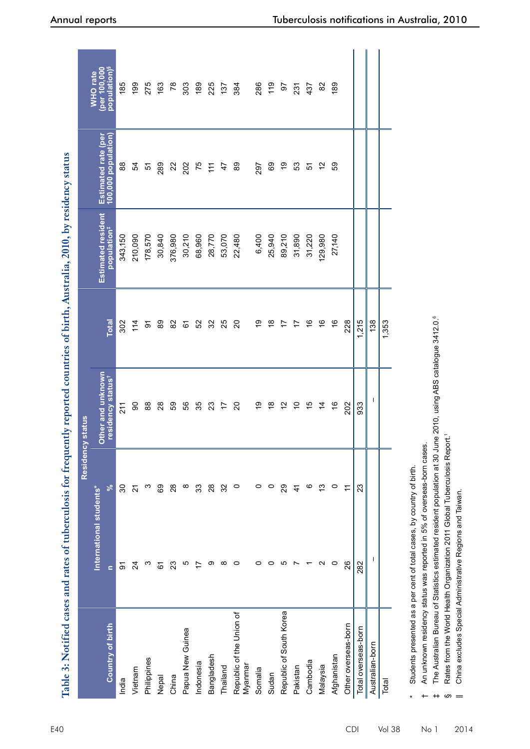**Table 3: Notified cases and rates of tuberculosis for frequently reported countries of birth, Australia, 2010, by residency status**

| Country of birth | Residency status | | | Total | Estimated resident population[‡] | Estimated rate (per 100,000 population) | WHO rate (per 100,000 population)[§] |
|---|---|---|---|---|---|---|---|
| | International students* | | Other and unknown residency status[†] | | | | |
| | n | % | | | | | |
| India | 91 | 30 | 211 | 302 | 343,150 | 88 | 185 |
| Vietnam | 24 | 21 | 90 | 114 | 210,090 | 54 | 199 |
| Philippines | 3 | 3 | 88 | 91 | 178,570 | 51 | 275 |
| Nepal | 61 | 69 | 28 | 89 | 30,840 | 289 | 163 |
| China | 23 | 28 | 59 | 82 | 376,980 | 22 | 78 |
| Papua New Guinea | 5 | 8 | 56 | 61 | 30,210 | 202 | 303 |
| Indonesia | 17 | 33 | 35 | 52 | 68,960 | 75 | 189 |
| Bangladesh | 9 | 28 | 23 | 32 | 28,770 | 111 | 225 |
| Thailand | 8 | 32 | 17 | 25 | 53,070 | 47 | 137 |
| Republic of the Union of Myanmar | 0 | 0 | 20 | 20 | 22,480 | 89 | 384 |
| Somalia | 0 | 0 | 19 | 19 | 6,400 | 297 | 286 |
| Sudan | 0 | 0 | 18 | 18 | 25,940 | 69 | 119 |
| Republic of South Korea | 5 | 29 | 12 | 17 | 89,210 | 19 | 97 |
| Pakistan | 7 | 41 | 10 | 17 | 31,890 | 53 | 231 |
| Cambodia | 1 | 6 | 15 | 16 | 31,220 | 51 | 437 |
| Malaysia | 2 | 13 | 14 | 16 | 129,980 | 12 | 82 |
| Afghanistan | 0 | 0 | 16 | 16 | 27,140 | 59 | 189 |
| Other overseas-born | 26 | 11 | 202 | 228 | | | |
| Total overseas-born | 282 | 23 | 933 | 1,215 | | | |
| Australian-born | – | | – | 138 | | | |
| Total | | | | 1,353 | | | |

\* Students presented as a per cent of total cases, by country of birth.

† An unknown residency status was reported in 5% of overseas-born cases.

‡ The Australian Bureau of Statistics estimated resident population at 30 June 2010, using ABS catalogue 3412.0.[6]

§ Rates from the World Health Organization 2011 Global Tuberculosis Report.[1]

|| China excludes Special Administrative Regions and Taiwan.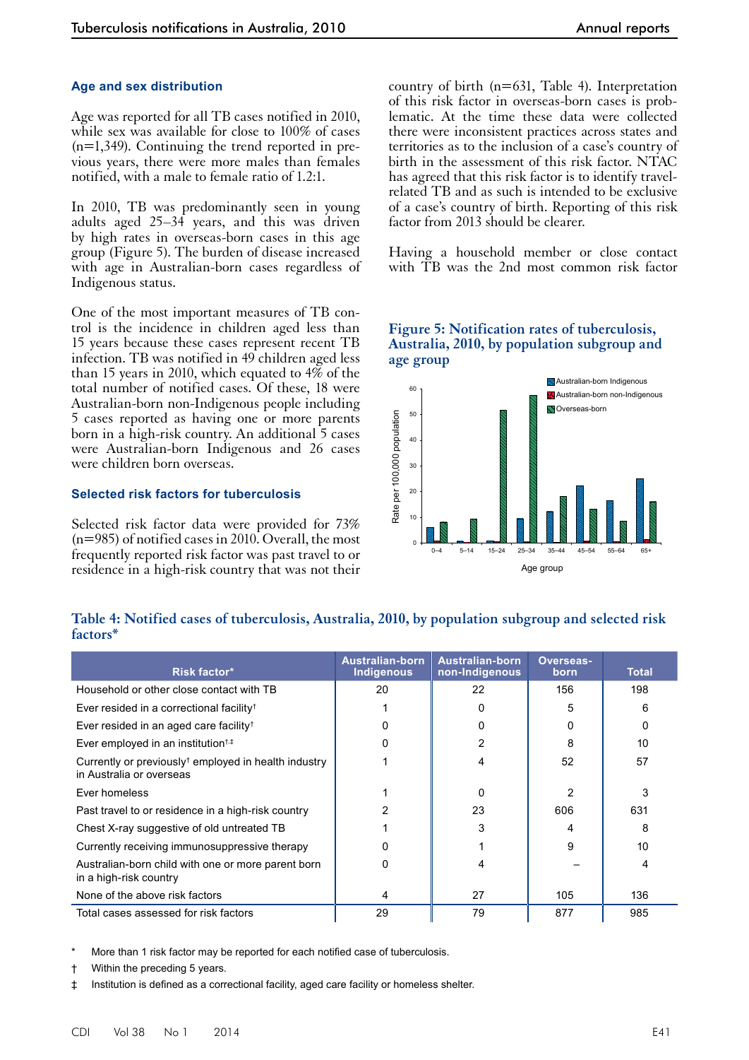### Age and sex distribution

Age was reported for all TB cases notified in 2010, while sex was available for close to 100% of cases (n=1,349). Continuing the trend reported in previous years, there were more males than females notified, with a male to female ratio of 1.2:1.

In 2010, TB was predominantly seen in young adults aged 25–34 years, and this was driven by high rates in overseas-born cases in this age group (Figure 5). The burden of disease increased with age in Australian-born cases regardless of Indigenous status.

One of the most important measures of TB control is the incidence in children aged less than 15 years because these cases represent recent TB infection. TB was notified in 49 children aged less than 15 years in 2010, which equated to 4% of the total number of notified cases. Of these, 18 were Australian-born non-Indigenous people including 5 cases reported as having one or more parents born in a high-risk country. An additional 5 cases were Australian-born Indigenous and 26 cases were children born overseas.

### Selected risk factors for tuberculosis

Selected risk factor data were provided for 73% (n=985) of notified cases in 2010. Overall, the most frequently reported risk factor was past travel to or residence in a high-risk country that was not their country of birth (n=631, Table 4). Interpretation of this risk factor in overseas-born cases is problematic. At the time these data were collected there were inconsistent practices across states and territories as to the inclusion of a case's country of birth in the assessment of this risk factor. NTAC has agreed that this risk factor is to identify travel-related TB and as such is intended to be exclusive of a case's country of birth. Reporting of this risk factor from 2013 should be clearer.

Having a household member or close contact with TB was the 2nd most common risk factor

**Figure 5: Notification rates of tuberculosis, Australia, 2010, by population subgroup and age group**

**Table 4: Notified cases of tuberculosis, Australia, 2010, by population subgroup and selected risk factors***

| Risk factor* | Australian-born Indigenous | Australian-born non-Indigenous | Overseas-born | Total |
|---|---|---|---|---|
| Household or other close contact with TB | 20 | 22 | 156 | 198 |
| Ever resided in a correctional facility† | 1 | 0 | 5 | 6 |
| Ever resided in an aged care facility† | 0 | 0 | 0 | 0 |
| Ever employed in an institution†,‡ | 0 | 2 | 8 | 10 |
| Currently or previously† employed in health industry in Australia or overseas | 1 | 4 | 52 | 57 |
| Ever homeless | 1 | 0 | 2 | 3 |
| Past travel to or residence in a high-risk country | 2 | 23 | 606 | 631 |
| Chest X-ray suggestive of old untreated TB | 1 | 3 | 4 | 8 |
| Currently receiving immunosuppressive therapy | 0 | 1 | 9 | 10 |
| Australian-born child with one or more parent born in a high-risk country | 0 | 4 | – | 4 |
| None of the above risk factors | 4 | 27 | 105 | 136 |
| Total cases assessed for risk factors | 29 | 79 | 877 | 985 |

\* More than 1 risk factor may be reported for each notified case of tuberculosis.

† Within the preceding 5 years.

‡ Institution is defined as a correctional facility, aged care facility or homeless shelter.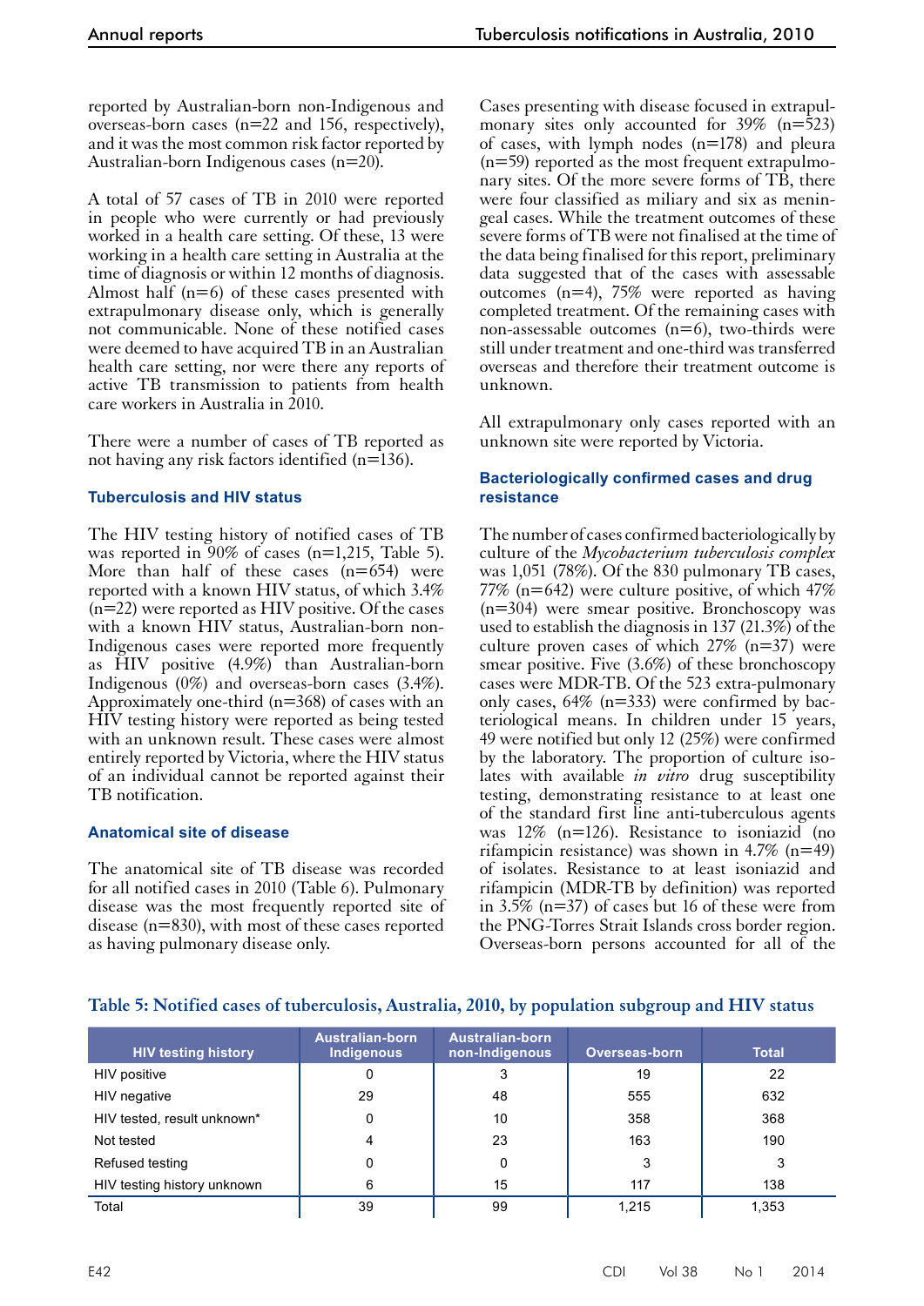reported by Australian-born non-Indigenous and overseas-born cases (n=22 and 156, respectively), and it was the most common risk factor reported by Australian-born Indigenous cases (n=20).

A total of 57 cases of TB in 2010 were reported in people who were currently or had previously worked in a health care setting. Of these, 13 were working in a health care setting in Australia at the time of diagnosis or within 12 months of diagnosis. Almost half (n=6) of these cases presented with extrapulmonary disease only, which is generally not communicable. None of these notified cases were deemed to have acquired TB in an Australian health care setting, nor were there any reports of active TB transmission to patients from health care workers in Australia in 2010.

There were a number of cases of TB reported as not having any risk factors identified (n=136).

### Tuberculosis and HIV status

The HIV testing history of notified cases of TB was reported in 90% of cases (n=1,215, Table 5). More than half of these cases (n=654) were reported with a known HIV status, of which 3.4% (n=22) were reported as HIV positive. Of the cases with a known HIV status, Australian-born non-Indigenous cases were reported more frequently as HIV positive (4.9%) than Australian-born Indigenous (0%) and overseas-born cases (3.4%). Approximately one-third (n=368) of cases with an HIV testing history were reported as being tested with an unknown result. These cases were almost entirely reported by Victoria, where the HIV status of an individual cannot be reported against their TB notification.

### Anatomical site of disease

The anatomical site of TB disease was recorded for all notified cases in 2010 (Table 6). Pulmonary disease was the most frequently reported site of disease (n=830), with most of these cases reported as having pulmonary disease only.

Cases presenting with disease focused in extrapulmonary sites only accounted for 39% (n=523) of cases, with lymph nodes (n=178) and pleura (n=59) reported as the most frequent extrapulmonary sites. Of the more severe forms of TB, there were four classified as miliary and six as meningeal cases. While the treatment outcomes of these severe forms of TB were not finalised at the time of the data being finalised for this report, preliminary data suggested that of the cases with assessable outcomes (n=4), 75% were reported as having completed treatment. Of the remaining cases with non-assessable outcomes (n=6), two-thirds were still under treatment and one-third was transferred overseas and therefore their treatment outcome is unknown.

All extrapulmonary only cases reported with an unknown site were reported by Victoria.

### Bacteriologically confirmed cases and drug resistance

The number of cases confirmed bacteriologically by culture of the *Mycobacterium tuberculosis complex* was 1,051 (78%). Of the 830 pulmonary TB cases, 77% (n=642) were culture positive, of which 47% (n=304) were smear positive. Bronchoscopy was used to establish the diagnosis in 137 (21.3%) of the culture proven cases of which 27% (n=37) were smear positive. Five (3.6%) of these bronchoscopy cases were MDR-TB. Of the 523 extra-pulmonary only cases, 64% (n=333) were confirmed by bacteriological means. In children under 15 years, 49 were notified but only 12 (25%) were confirmed by the laboratory. The proportion of culture isolates with available *in vitro* drug susceptibility testing, demonstrating resistance to at least one of the standard first line anti-tuberculous agents was 12% (n=126). Resistance to isoniazid (no rifampicin resistance) was shown in 4.7% (n=49) of isolates. Resistance to at least isoniazid and rifampicin (MDR-TB by definition) was reported in 3.5% (n=37) of cases but 16 of these were from the PNG-Torres Strait Islands cross border region. Overseas-born persons accounted for all of the

**Table 5: Notified cases of tuberculosis, Australia, 2010, by population subgroup and HIV status**

| HIV testing history | Australian-born Indigenous | Australian-born non-Indigenous | Overseas-born | Total |
|---|---|---|---|---|
| HIV positive | 0 | 3 | 19 | 22 |
| HIV negative | 29 | 48 | 555 | 632 |
| HIV tested, result unknown* | 0 | 10 | 358 | 368 |
| Not tested | 4 | 23 | 163 | 190 |
| Refused testing | 0 | 0 | 3 | 3 |
| HIV testing history unknown | 6 | 15 | 117 | 138 |
| Total | 39 | 99 | 1,215 | 1,353 |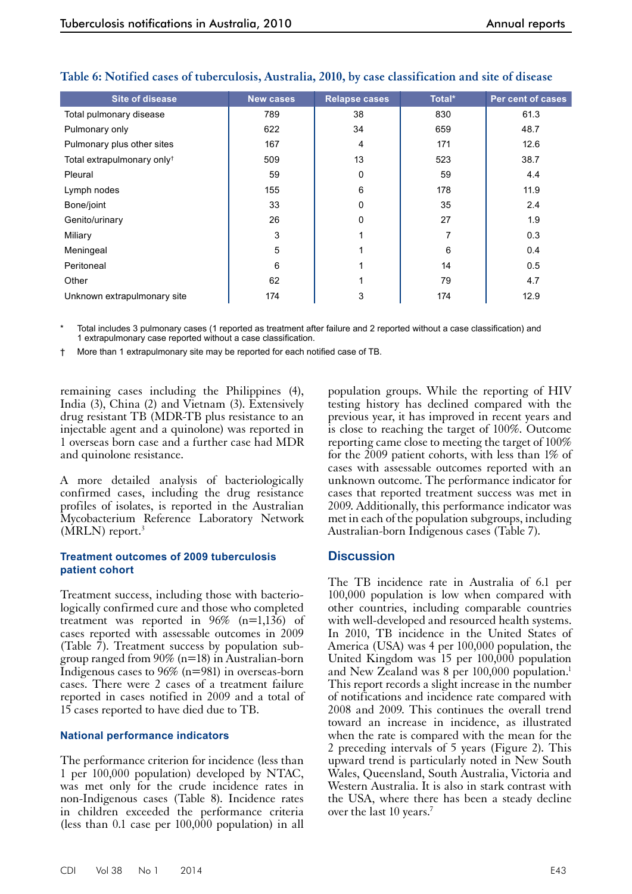**Table 6: Notified cases of tuberculosis, Australia, 2010, by case classification and site of disease**

| Site of disease | New cases | Relapse cases | Total* | Per cent of cases |
|---|---|---|---|---|
| Total pulmonary disease | 789 | 38 | 830 | 61.3 |
| Pulmonary only | 622 | 34 | 659 | 48.7 |
| Pulmonary plus other sites | 167 | 4 | 171 | 12.6 |
| Total extrapulmonary only† | 509 | 13 | 523 | 38.7 |
| Pleural | 59 | 0 | 59 | 4.4 |
| Lymph nodes | 155 | 6 | 178 | 11.9 |
| Bone/joint | 33 | 0 | 35 | 2.4 |
| Genito/urinary | 26 | 0 | 27 | 1.9 |
| Miliary | 3 | 1 | 7 | 0.3 |
| Meningeal | 5 | 1 | 6 | 0.4 |
| Peritoneal | 6 | 1 | 14 | 0.5 |
| Other | 62 | 1 | 79 | 4.7 |
| Unknown extrapulmonary site | 174 | 3 | 174 | 12.9 |

\* Total includes 3 pulmonary cases (1 reported as treatment after failure and 2 reported without a case classification) and 1 extrapulmonary case reported without a case classification.

† More than 1 extrapulmonary site may be reported for each notified case of TB.

remaining cases including the Philippines (4), India (3), China (2) and Vietnam (3). Extensively drug resistant TB (MDR-TB plus resistance to an injectable agent and a quinolone) was reported in 1 overseas born case and a further case had MDR and quinolone resistance.

A more detailed analysis of bacteriologically confirmed cases, including the drug resistance profiles of isolates, is reported in the Australian Mycobacterium Reference Laboratory Network (MRLN) report.[3]

### Treatment outcomes of 2009 tuberculosis patient cohort

Treatment success, including those with bacteriologically confirmed cure and those who completed treatment was reported in 96% (n=1,136) of cases reported with assessable outcomes in 2009 (Table 7). Treatment success by population subgroup ranged from 90% (n=18) in Australian-born Indigenous cases to 96% (n=981) in overseas-born cases. There were 2 cases of a treatment failure reported in cases notified in 2009 and a total of 15 cases reported to have died due to TB.

### National performance indicators

The performance criterion for incidence (less than 1 per 100,000 population) developed by NTAC, was met only for the crude incidence rates in non-Indigenous cases (Table 8). Incidence rates in children exceeded the performance criteria (less than 0.1 case per 100,000 population) in all population groups. While the reporting of HIV testing history has declined compared with the previous year, it has improved in recent years and is close to reaching the target of 100%. Outcome reporting came close to meeting the target of 100% for the 2009 patient cohorts, with less than 1% of cases with assessable outcomes reported with an unknown outcome. The performance indicator for cases that reported treatment success was met in 2009. Additionally, this performance indicator was met in each of the population subgroups, including Australian-born Indigenous cases (Table 7).

## Discussion

The TB incidence rate in Australia of 6.1 per 100,000 population is low when compared with other countries, including comparable countries with well-developed and resourced health systems. In 2010, TB incidence in the United States of America (USA) was 4 per 100,000 population, the United Kingdom was 15 per 100,000 population and New Zealand was 8 per 100,000 population.[1] This report records a slight increase in the number of notifications and incidence rate compared with 2008 and 2009. This continues the overall trend toward an increase in incidence, as illustrated when the rate is compared with the mean for the 2 preceding intervals of 5 years (Figure 2). This upward trend is particularly noted in New South Wales, Queensland, South Australia, Victoria and Western Australia. It is also in stark contrast with the USA, where there has been a steady decline over the last 10 years.[7]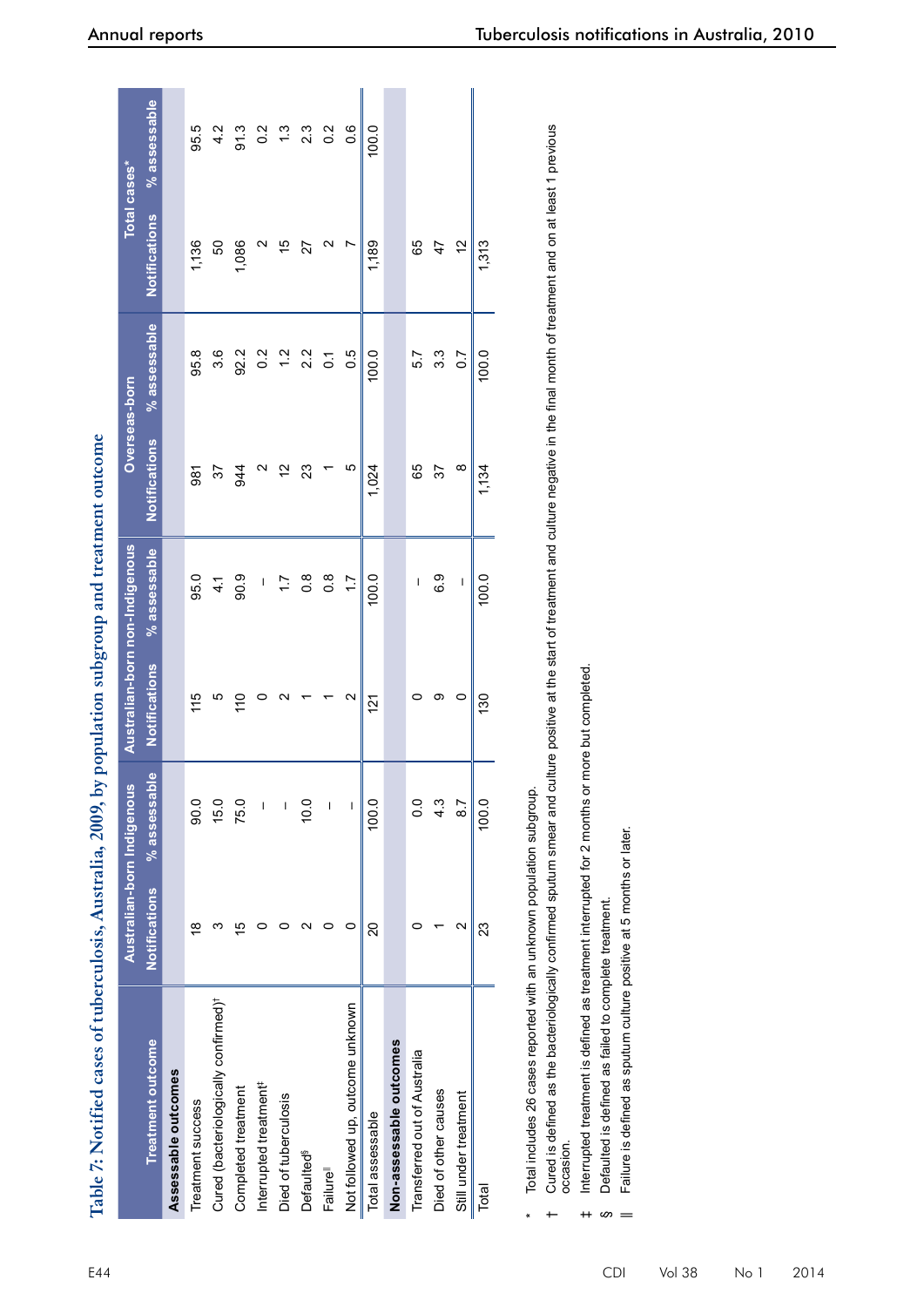Table 7: Notified cases of tuberculosis, Australia, 2009, by population subgroup and treatment outcome

| Treatment outcome | Australian-born Indigenous | | Australian-born non-Indigenous | | Overseas-born | | Total cases* | |
|---|---|---|---|---|---|---|---|---|
| | Notifications | % assessable | Notifications | % assessable | Notifications | % assessable | Notifications | % assessable |
| **Assessable outcomes** | | | | | | | | |
| Treatment success | 18 | 90.0 | 115 | 95.0 | 981 | 95.8 | 1,136 | 95.5 |
| Cured (bacteriologically confirmed)† | 3 | 15.0 | 5 | 4.1 | 37 | 3.6 | 50 | 4.2 |
| Completed treatment | 15 | 75.0 | 110 | 90.9 | 944 | 92.2 | 1,086 | 91.3 |
| Interrupted treatment‡ | 0 | – | 0 | – | 2 | 0.2 | 2 | 0.2 |
| Died of tuberculosis | 0 | – | 2 | 1.7 | 12 | 1.2 | 15 | 1.3 |
| Defaulted§ | 2 | 10.0 | 1 | 0.8 | 23 | 2.2 | 27 | 2.3 |
| Failure‖ | 0 | – | 1 | 0.8 | 1 | 0.1 | 2 | 0.2 |
| Not followed up, outcome unknown | 0 | – | 2 | 1.7 | 5 | 0.5 | 7 | 0.6 |
| Total assessable | 20 | 100.0 | 121 | 100.0 | 1,024 | 100.0 | 1,189 | 100.0 |
| **Non-assessable outcomes** | | | | | | | | |
| Transferred out of Australia | 0 | 0.0 | 0 | – | 65 | 5.7 | 65 | |
| Died of other causes | 1 | 4.3 | 9 | 6.9 | 37 | 3.3 | 47 | |
| Still under treatment | 2 | 8.7 | 0 | – | 8 | 0.7 | 12 | |
| Total | 23 | 100.0 | 130 | 100.0 | 1,134 | 100.0 | 1,313 | |

\* Total includes 26 cases reported with an unknown population subgroup.

† Cured is defined as the bacteriologically confirmed sputum smear and culture positive at the start of treatment and culture negative in the final month of treatment and on at least 1 previous occasion.

‡ Interrupted treatment is defined as treatment interrupted for 2 months or more but completed.

§ Defaulted is defined as failed to complete treatment.

‖ Failure is defined as sputum culture positive at 5 months or later.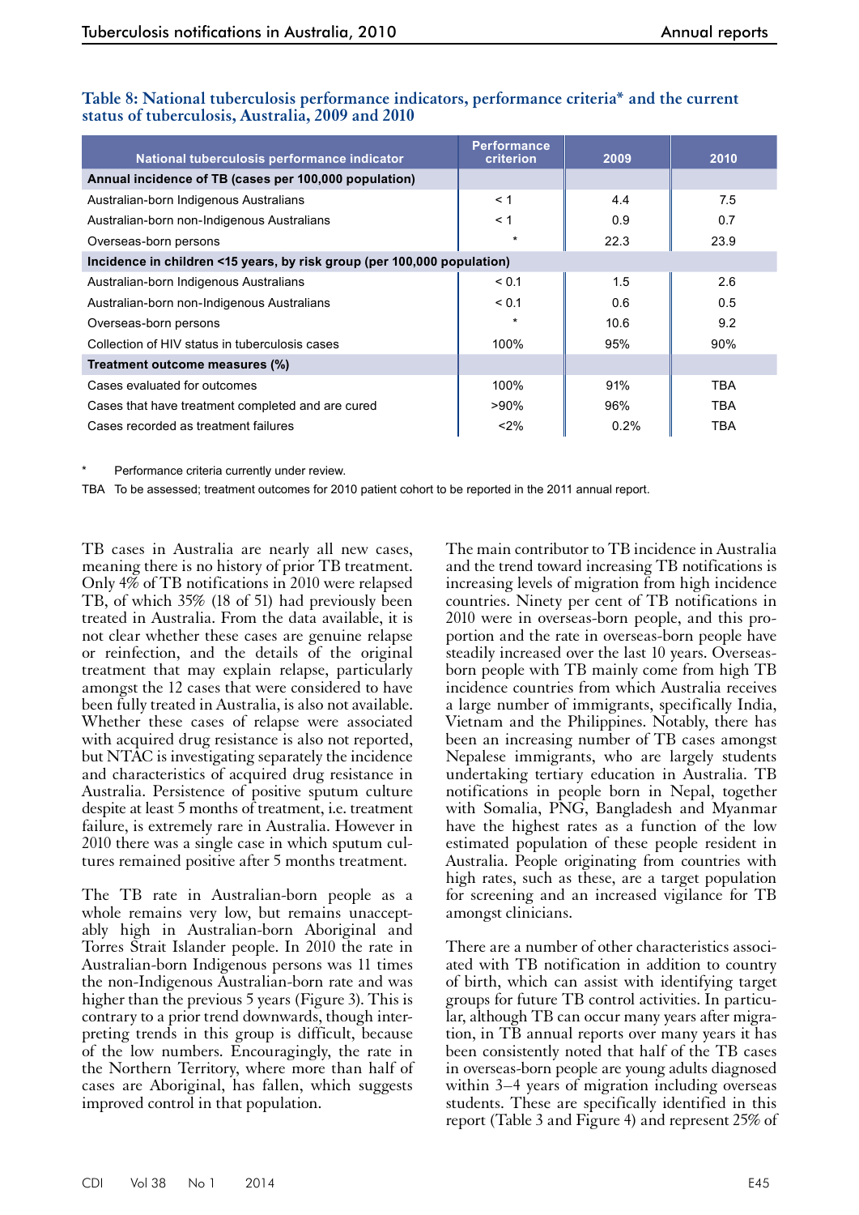**Table 8: National tuberculosis performance indicators, performance criteria* and the current status of tuberculosis, Australia, 2009 and 2010**

| National tuberculosis performance indicator | Performance criterion | 2009 | 2010 |
|---|---|---|---|
| **Annual incidence of TB (cases per 100,000 population)** | | | |
| Australian-born Indigenous Australians | < 1 | 4.4 | 7.5 |
| Australian-born non-Indigenous Australians | < 1 | 0.9 | 0.7 |
| Overseas-born persons | * | 22.3 | 23.9 |
| **Incidence in children <15 years, by risk group (per 100,000 population)** | | | |
| Australian-born Indigenous Australians | < 0.1 | 1.5 | 2.6 |
| Australian-born non-Indigenous Australians | < 0.1 | 0.6 | 0.5 |
| Overseas-born persons | * | 10.6 | 9.2 |
| Collection of HIV status in tuberculosis cases | 100% | 95% | 90% |
| **Treatment outcome measures (%)** | | | |
| Cases evaluated for outcomes | 100% | 91% | TBA |
| Cases that have treatment completed and are cured | >90% | 96% | TBA |
| Cases recorded as treatment failures | <2% | 0.2% | TBA |

\* Performance criteria currently under review.

TBA To be assessed; treatment outcomes for 2010 patient cohort to be reported in the 2011 annual report.

TB cases in Australia are nearly all new cases, meaning there is no history of prior TB treatment. Only 4% of TB notifications in 2010 were relapsed TB, of which 35% (18 of 51) had previously been treated in Australia. From the data available, it is not clear whether these cases are genuine relapse or reinfection, and the details of the original treatment that may explain relapse, particularly amongst the 12 cases that were considered to have been fully treated in Australia, is also not available. Whether these cases of relapse were associated with acquired drug resistance is also not reported, but NTAC is investigating separately the incidence and characteristics of acquired drug resistance in Australia. Persistence of positive sputum culture despite at least 5 months of treatment, i.e. treatment failure, is extremely rare in Australia. However in 2010 there was a single case in which sputum cultures remained positive after 5 months treatment.

The TB rate in Australian-born people as a whole remains very low, but remains unacceptably high in Australian-born Aboriginal and Torres Strait Islander people. In 2010 the rate in Australian-born Indigenous persons was 11 times the non-Indigenous Australian-born rate and was higher than the previous 5 years (Figure 3). This is contrary to a prior trend downwards, though interpreting trends in this group is difficult, because of the low numbers. Encouragingly, the rate in the Northern Territory, where more than half of cases are Aboriginal, has fallen, which suggests improved control in that population.

The main contributor to TB incidence in Australia and the trend toward increasing TB notifications is increasing levels of migration from high incidence countries. Ninety per cent of TB notifications in 2010 were in overseas-born people, and this proportion and the rate in overseas-born people have steadily increased over the last 10 years. Overseas-born people with TB mainly come from high TB incidence countries from which Australia receives a large number of immigrants, specifically India, Vietnam and the Philippines. Notably, there has been an increasing number of TB cases amongst Nepalese immigrants, who are largely students undertaking tertiary education in Australia. TB notifications in people born in Nepal, together with Somalia, PNG, Bangladesh and Myanmar have the highest rates as a function of the low estimated population of these people resident in Australia. People originating from countries with high rates, such as these, are a target population for screening and an increased vigilance for TB amongst clinicians.

There are a number of other characteristics associated with TB notification in addition to country of birth, which can assist with identifying target groups for future TB control activities. In particular, although TB can occur many years after migration, in TB annual reports over many years it has been consistently noted that half of the TB cases in overseas-born people are young adults diagnosed within 3–4 years of migration including overseas students. These are specifically identified in this report (Table 3 and Figure 4) and represent 25% of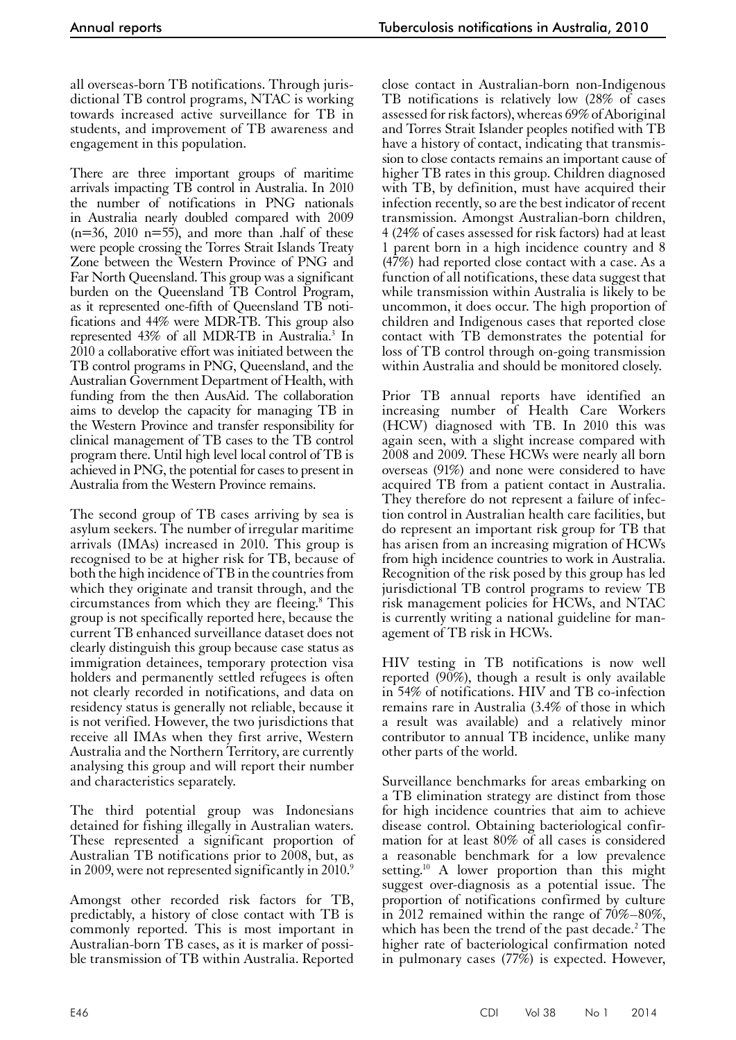all overseas-born TB notifications. Through jurisdictional TB control programs, NTAC is working towards increased active surveillance for TB in students, and improvement of TB awareness and engagement in this population.

There are three important groups of maritime arrivals impacting TB control in Australia. In 2010 the number of notifications in PNG nationals in Australia nearly doubled compared with 2009 (n=36, 2010 n=55), and more than .half of these were people crossing the Torres Strait Islands Treaty Zone between the Western Province of PNG and Far North Queensland. This group was a significant burden on the Queensland TB Control Program, as it represented one-fifth of Queensland TB notifications and 44% were MDR-TB. This group also represented 43% of all MDR-TB in Australia.[3] In 2010 a collaborative effort was initiated between the TB control programs in PNG, Queensland, and the Australian Government Department of Health, with funding from the then AusAid. The collaboration aims to develop the capacity for managing TB in the Western Province and transfer responsibility for clinical management of TB cases to the TB control program there. Until high level local control of TB is achieved in PNG, the potential for cases to present in Australia from the Western Province remains.

The second group of TB cases arriving by sea is asylum seekers. The number of irregular maritime arrivals (IMAs) increased in 2010. This group is recognised to be at higher risk for TB, because of both the high incidence of TB in the countries from which they originate and transit through, and the circumstances from which they are fleeing.[8] This group is not specifically reported here, because the current TB enhanced surveillance dataset does not clearly distinguish this group because case status as immigration detainees, temporary protection visa holders and permanently settled refugees is often not clearly recorded in notifications, and data on residency status is generally not reliable, because it is not verified. However, the two jurisdictions that receive all IMAs when they first arrive, Western Australia and the Northern Territory, are currently analysing this group and will report their number and characteristics separately.

The third potential group was Indonesians detained for fishing illegally in Australian waters. These represented a significant proportion of Australian TB notifications prior to 2008, but, as in 2009, were not represented significantly in 2010.[9]

Amongst other recorded risk factors for TB, predictably, a history of close contact with TB is commonly reported. This is most important in Australian-born TB cases, as it is marker of possible transmission of TB within Australia. Reported close contact in Australian-born non-Indigenous TB notifications is relatively low (28% of cases assessed for risk factors), whereas 69% of Aboriginal and Torres Strait Islander peoples notified with TB have a history of contact, indicating that transmission to close contacts remains an important cause of higher TB rates in this group. Children diagnosed with TB, by definition, must have acquired their infection recently, so are the best indicator of recent transmission. Amongst Australian-born children, 4 (24% of cases assessed for risk factors) had at least 1 parent born in a high incidence country and 8 (47%) had reported close contact with a case. As a function of all notifications, these data suggest that while transmission within Australia is likely to be uncommon, it does occur. The high proportion of children and Indigenous cases that reported close contact with TB demonstrates the potential for loss of TB control through on-going transmission within Australia and should be monitored closely.

Prior TB annual reports have identified an increasing number of Health Care Workers (HCW) diagnosed with TB. In 2010 this was again seen, with a slight increase compared with 2008 and 2009. These HCWs were nearly all born overseas (91%) and none were considered to have acquired TB from a patient contact in Australia. They therefore do not represent a failure of infection control in Australian health care facilities, but do represent an important risk group for TB that has arisen from an increasing migration of HCWs from high incidence countries to work in Australia. Recognition of the risk posed by this group has led jurisdictional TB control programs to review TB risk management policies for HCWs, and NTAC is currently writing a national guideline for management of TB risk in HCWs.

HIV testing in TB notifications is now well reported (90%), though a result is only available in 54% of notifications. HIV and TB co-infection remains rare in Australia (3.4% of those in which a result was available) and a relatively minor contributor to annual TB incidence, unlike many other parts of the world.

Surveillance benchmarks for areas embarking on a TB elimination strategy are distinct from those for high incidence countries that aim to achieve disease control. Obtaining bacteriological confirmation for at least 80% of all cases is considered a reasonable benchmark for a low prevalence setting.[10] A lower proportion than this might suggest over-diagnosis as a potential issue. The proportion of notifications confirmed by culture in 2012 remained within the range of 70%–80%, which has been the trend of the past decade.[2] The higher rate of bacteriological confirmation noted in pulmonary cases (77%) is expected. However,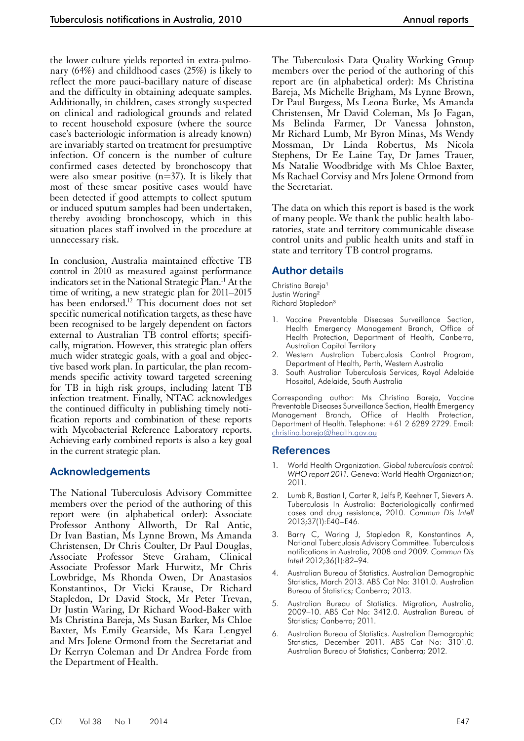the lower culture yields reported in extra-pulmonary (64%) and childhood cases (25%) is likely to reflect the more pauci-bacillary nature of disease and the difficulty in obtaining adequate samples. Additionally, in children, cases strongly suspected on clinical and radiological grounds and related to recent household exposure (where the source case's bacteriologic information is already known) are invariably started on treatment for presumptive infection. Of concern is the number of culture confirmed cases detected by bronchoscopy that were also smear positive (n=37). It is likely that most of these smear positive cases would have been detected if good attempts to collect sputum or induced sputum samples had been undertaken, thereby avoiding bronchoscopy, which in this situation places staff involved in the procedure at unnecessary risk.

In conclusion, Australia maintained effective TB control in 2010 as measured against performance indicators set in the National Strategic Plan.[11] At the time of writing, a new strategic plan for 2011–2015 has been endorsed.[12] This document does not set specific numerical notification targets, as these have been recognised to be largely dependent on factors external to Australian TB control efforts; specifically, migration. However, this strategic plan offers much wider strategic goals, with a goal and objective based work plan. In particular, the plan recommends specific activity toward targeted screening for TB in high risk groups, including latent TB infection treatment. Finally, NTAC acknowledges the continued difficulty in publishing timely notification reports and combination of these reports with Mycobacterial Reference Laboratory reports. Achieving early combined reports is also a key goal in the current strategic plan.

## Acknowledgements

The National Tuberculosis Advisory Committee members over the period of the authoring of this report were (in alphabetical order): Associate Professor Anthony Allworth, Dr Ral Antic, Dr Ivan Bastian, Ms Lynne Brown, Ms Amanda Christensen, Dr Chris Coulter, Dr Paul Douglas, Associate Professor Steve Graham, Clinical Associate Professor Mark Hurwitz, Mr Chris Lowbridge, Ms Rhonda Owen, Dr Anastasios Konstantinos, Dr Vicki Krause, Dr Richard Stapledon, Dr David Stock, Mr Peter Trevan, Dr Justin Waring, Dr Richard Wood-Baker with Ms Christina Bareja, Ms Susan Barker, Ms Chloe Baxter, Ms Emily Gearside, Ms Kara Lengyel and Mrs Jolene Ormond from the Secretariat and Dr Kerryn Coleman and Dr Andrea Forde from the Department of Health.

The Tuberculosis Data Quality Working Group members over the period of the authoring of this report are (in alphabetical order): Ms Christina Bareja, Ms Michelle Brigham, Ms Lynne Brown, Dr Paul Burgess, Ms Leona Burke, Ms Amanda Christensen, Mr David Coleman, Ms Jo Fagan, Ms Belinda Farmer, Dr Vanessa Johnston, Mr Richard Lumb, Mr Byron Minas, Ms Wendy Mossman, Dr Linda Robertus, Ms Nicola Stephens, Dr Ee Laine Tay, Dr James Trauer, Ms Natalie Woodbridge with Ms Chloe Baxter, Ms Rachael Corvisy and Mrs Jolene Ormond from the Secretariat.

The data on which this report is based is the work of many people. We thank the public health laboratories, state and territory communicable disease control units and public health units and staff in state and territory TB control programs.

## Author details

Christina Bareja[1]
Justin Waring[2]
Richard Stapledon[3]

1. Vaccine Preventable Diseases Surveillance Section, Health Emergency Management Branch, Office of Health Protection, Department of Health, Canberra, Australian Capital Territory
2. Western Australian Tuberculosis Control Program, Department of Health, Perth, Western Australia
3. South Australian Tuberculosis Services, Royal Adelaide Hospital, Adelaide, South Australia

Corresponding author: Ms Christina Bareja, Vaccine Preventable Diseases Surveillance Section, Health Emergency Management Branch, Office of Health Protection, Department of Health. Telephone: +61 2 6289 2729. Email: christina.bareja@health.gov.au

## References

1. World Health Organization. *Global tuberculosis control: WHO report 2011.* Geneva: World Health Organization; 2011.
2. Lumb R, Bastian I, Carter R, Jelfs P, Keehner T, Sievers A. Tuberculosis In Australia: Bacteriologically confirmed cases and drug resistance, 2010. *Commun Dis Intell* 2013;37(1):E40–E46.
3. Barry C, Waring J, Stapledon R, Konstantinos A, National Tuberculosis Advisory Committee. Tuberculosis notifications in Australia, 2008 and 2009. *Commun Dis Intell* 2012;36(1):82–94.
4. Australian Bureau of Statistics. Australian Demographic Statistics, March 2013. ABS Cat No: 3101.0. Australian Bureau of Statistics; Canberra; 2013.
5. Australian Bureau of Statistics. Migration, Australia, 2009–10. ABS Cat No: 3412.0. Australian Bureau of Statistics; Canberra; 2011.
6. Australian Bureau of Statistics. Australian Demographic Statistics, December 2011. ABS Cat No: 3101.0. Australian Bureau of Statistics; Canberra; 2012.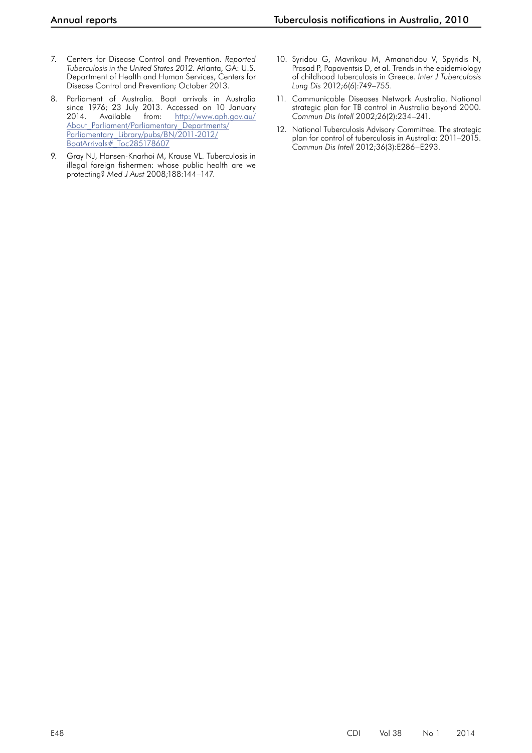7. Centers for Disease Control and Prevention. *Reported Tuberculosis in the United States 2012.* Atlanta, GA: U.S. Department of Health and Human Services, Centers for Disease Control and Prevention; October 2013.
8. Parliament of Australia. Boat arrivals in Australia since 1976; 23 July 2013. Accessed on 10 January 2014. Available from: http://www.aph.gov.au/About_Parliament/Parliamentary_Departments/Parliamentary_Library/pubs/BN/2011-2012/BoatArrivals#_Toc285178607
9. Gray NJ, Hansen-Knarhoi M, Krause VL. Tuberculosis in illegal foreign fishermen: whose public health are we protecting? *Med J Aust* 2008;188:144–147.
10. Syridou G, Mavrikou M, Amanatidou V, Spyridis N, Prasad P, Papaventsis D, et al. Trends in the epidemiology of childhood tuberculosis in Greece. *Inter J Tuberculosis Lung Dis* 2012;6(6):749–755.
11. Communicable Diseases Network Australia. National strategic plan for TB control in Australia beyond 2000. *Commun Dis Intell* 2002;26(2):234–241.
12. National Tuberculosis Advisory Committee. The strategic plan for control of tuberculosis in Australia: 2011–2015. *Commun Dis Intell* 2012;36(3):E286–E293.